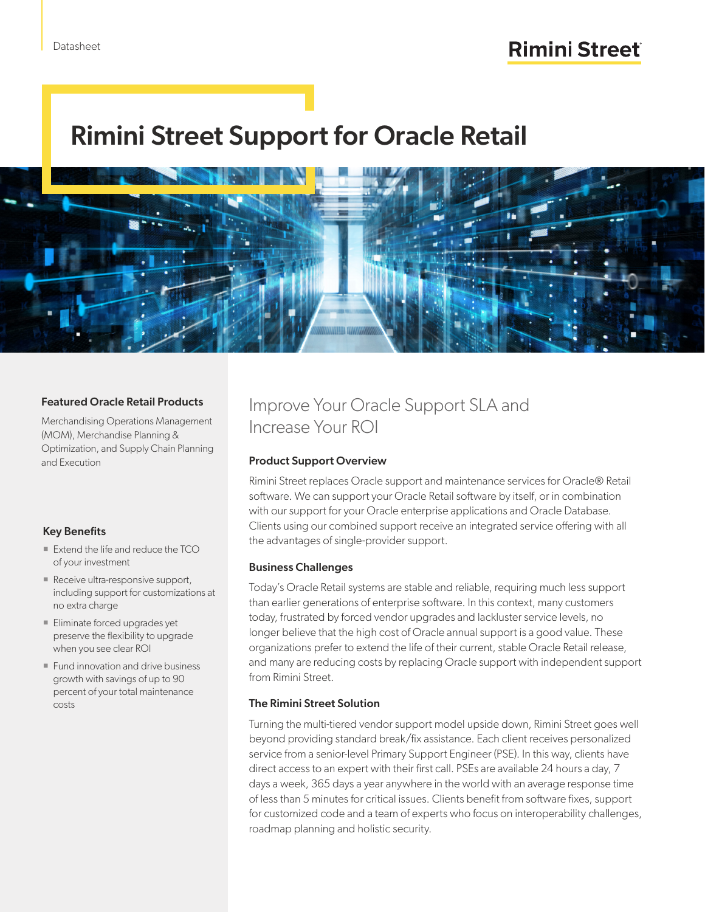Datasheet

Rimini Street

# Rimini Street Support for Oracle Retail

### Featured Oracle Retail Products

Merchandising Operations Management (MOM), Merchandise Planning & Optimization, and Supply Chain Planning and Execution

### Key Benefits

- Extend the life and reduce the TCO of your investment
- Receive ultra-responsive support, including support for customizations at no extra charge
- Eliminate forced upgrades yet preserve the flexibility to upgrade when you see clear ROI
- Fund innovation and drive business growth with savings of up to 90 percent of your total maintenance costs

## Improve Your Oracle Support SLA and Increase Your ROI

### Product Support Overview

Rimini Street replaces Oracle support and maintenance services for Oracle® Retail software. We can support your Oracle Retail software by itself, or in combination with our support for your Oracle enterprise applications and Oracle Database. Clients using our combined support receive an integrated service offering with all the advantages of single-provider support.

### Business Challenges

Today's Oracle Retail systems are stable and reliable, requiring much less support than earlier generations of enterprise software. In this context, many customers today, frustrated by forced vendor upgrades and lackluster service levels, no longer believe that the high cost of Oracle annual support is a good value. These organizations prefer to extend the life of their current, stable Oracle Retail release, and many are reducing costs by replacing Oracle support with independent support from Rimini Street.

### The Rimini Street Solution

Turning the multi-tiered vendor support model upside down, Rimini Street goes well beyond providing standard break/fix assistance. Each client receives personalized service from a senior-level Primary Support Engineer (PSE). In this way, clients have direct access to an expert with their first call. PSEs are available 24 hours a day, 7 days a week, 365 days a year anywhere in the world with an average response time of less than 5 minutes for critical issues. Clients benefit from software fixes, support for customized code and a team of experts who focus on interoperability challenges, roadmap planning and holistic security.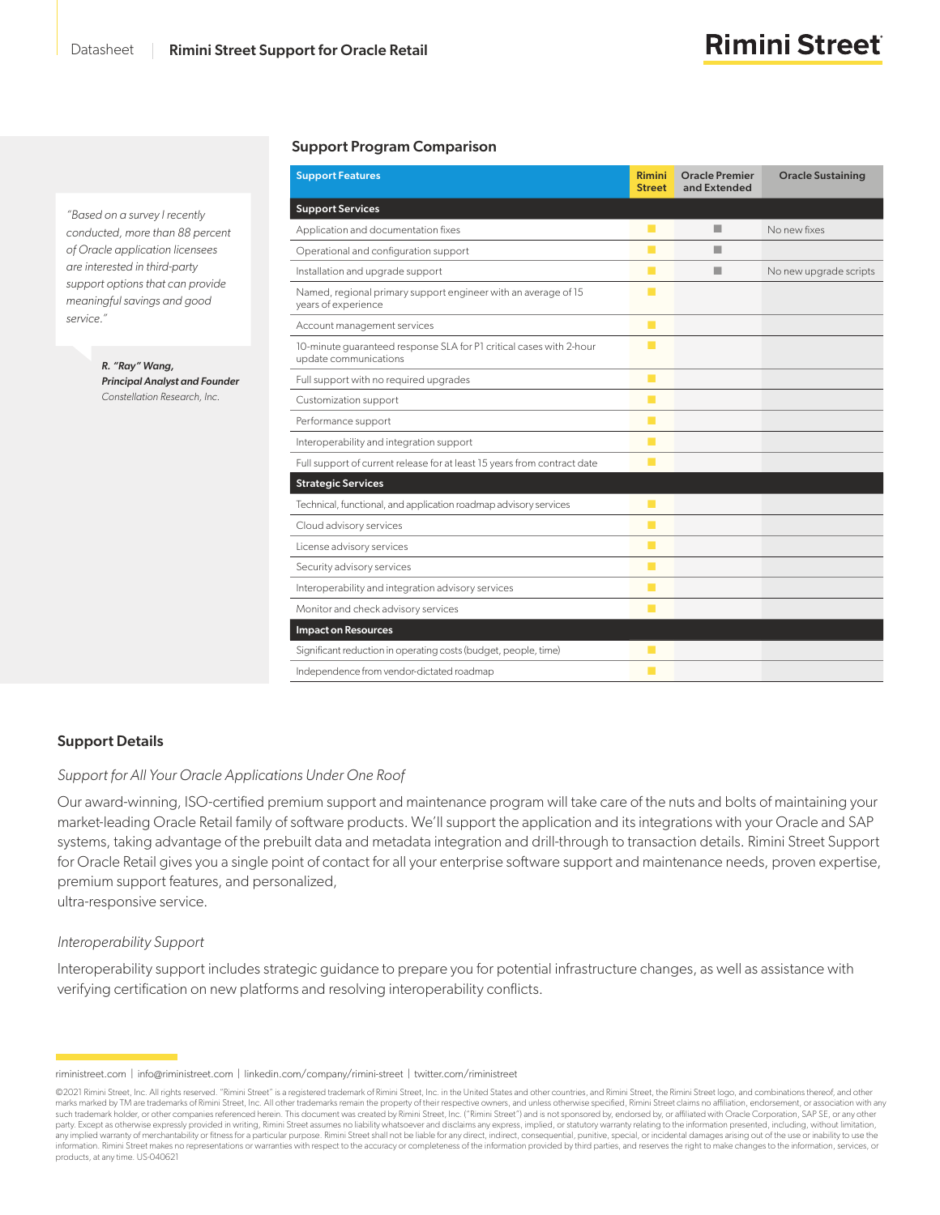## Support Program Comparison

| Support Features | Rimini Street | Oracle Premier and Extended | Oracle Sustaining |
|---|---|---|---|
| **Support Services** | | | |
| Application and documentation fixes | ■ | ■ | No new fixes |
| Operational and configuration support | ■ | ■ | |
| Installation and upgrade support | ■ | ■ | No new upgrade scripts |
| Named, regional primary support engineer with an average of 15 years of experience | ■ | | |
| Account management services | ■ | | |
| 10-minute guaranteed response SLA for P1 critical cases with 2-hour update communications | ■ | | |
| Full support with no required upgrades | ■ | | |
| Customization support | ■ | | |
| Performance support | ■ | | |
| Interoperability and integration support | ■ | | |
| Full support of current release for at least 15 years from contract date | ■ | | |
| **Strategic Services** | | | |
| Technical, functional, and application roadmap advisory services | ■ | | |
| Cloud advisory services | ■ | | |
| License advisory services | ■ | | |
| Security advisory services | ■ | | |
| Interoperability and integration advisory services | ■ | | |
| Monitor and check advisory services | ■ | | |
| **Impact on Resources** | | | |
| Significant reduction in operating costs (budget, people, time) | ■ | | |
| Independence from vendor-dictated roadmap | ■ | | |

*"Based on a survey I recently conducted, more than 88 percent of Oracle application licensees are interested in third-party support options that can provide meaningful savings and good service."*

***R. "Ray" Wang, Principal Analyst and Founder***
*Constellation Research, Inc.*

## Support Details

*Support for All Your Oracle Applications Under One Roof*

Our award-winning, ISO-certified premium support and maintenance program will take care of the nuts and bolts of maintaining your market-leading Oracle Retail family of software products. We'll support the application and its integrations with your Oracle and SAP systems, taking advantage of the prebuilt data and metadata integration and drill-through to transaction details. Rimini Street Support for Oracle Retail gives you a single point of contact for all your enterprise software support and maintenance needs, proven expertise, premium support features, and personalized, ultra-responsive service.

*Interoperability Support*

Interoperability support includes strategic guidance to prepare you for potential infrastructure changes, as well as assistance with verifying certification on new platforms and resolving interoperability conflicts.

riministreet.com | info@riministreet.com | linkedin.com/company/rimini-street | twitter.com/riministreet

©2021 Rimini Street, Inc. All rights reserved. "Rimini Street" is a registered trademark of Rimini Street, Inc. in the United States and other countries, and Rimini Street, the Rimini Street logo, and combinations thereof, and other marks marked by TM are trademarks of Rimini Street, Inc. All other trademarks remain the property of their respective owners, and unless otherwise specified, Rimini Street claims no affiliation, endorsement, or association with any such trademark holder, or other companies referenced herein. This document was created by Rimini Street, Inc. ("Rimini Street") and is not sponsored by, endorsed by, or affiliated with Oracle Corporation, SAP SE, or any other party. Except as otherwise expressly provided in writing, Rimini Street assumes no liability whatsoever and disclaims any express, implied, or statutory warranty relating to the information presented, including, without limitation, any implied warranty of merchantability or fitness for a particular purpose. Rimini Street shall not be liable for any direct, indirect, consequential, punitive, special, or incidental damages arising out of the use or inability to use the information. Rimini Street makes no representations or warranties with respect to the accuracy or completeness of the information provided by third parties, and reserves the right to make changes to the information, services, or products, at any time. US-040621